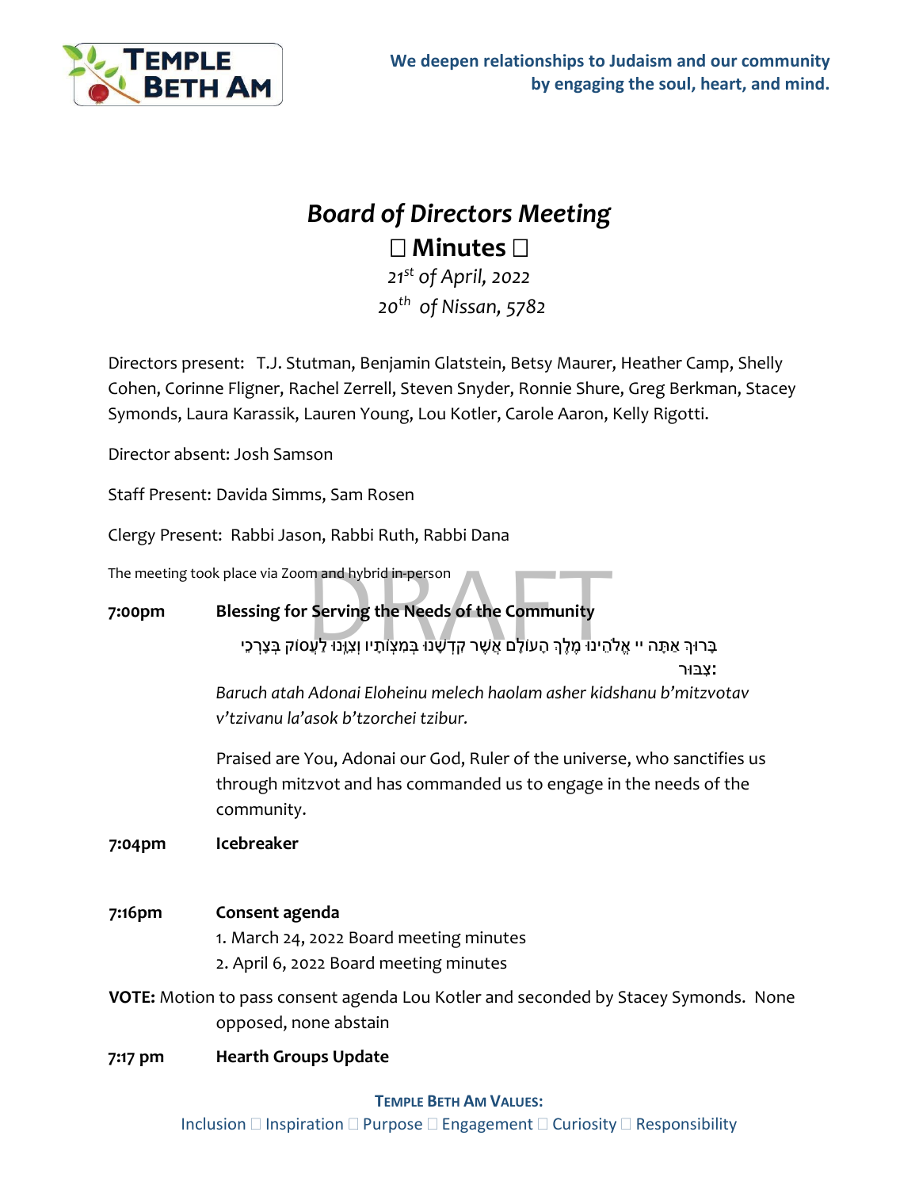We deepen relationships to Judaism and our community by engaging the soul, heart, and mind.

# *Board of Directors Meeting*

## Minutes

*21st of April, 2022*

*20th of Nissan, 5782*

Directors present: T.J. Stutman, Benjamin Glatstein, Betsy Maurer, Heather Camp, Shelly Cohen, Corinne Fligner, Rachel Zerrell, Steven Snyder, Ronnie Shure, Greg Berkman, Stacey Symonds, Laura Karassik, Lauren Young, Lou Kotler, Carole Aaron, Kelly Rigotti.

Director absent: Josh Samson

Staff Present: Davida Simms, Sam Rosen

Clergy Present: Rabbi Jason, Rabbi Ruth, Rabbi Dana

The meeting took place via Zoom and hybrid in-person

DRAFT

**7:00pm** **Blessing for Serving the Needs of the Community**

בָּרוּךְ אַתָּה יי אֱלֹהֵינוּ מֶלֶךְ הָעוֹלָם אֲשֶׁר קִדְּשָׁנוּ בְּמִצְוֹתָיו וְצִוָּנוּ לַעֲסוֹק בְּצָרְכֵי צִבּוּר:

*Baruch atah Adonai Eloheinu melech haolam asher kidshanu b'mitzvotav v'tzivanu la'asok b'tzorchei tzibur.*

Praised are You, Adonai our God, Ruler of the universe, who sanctifies us through mitzvot and has commanded us to engage in the needs of the community.

**7:04pm** **Icebreaker**

**7:16pm** **Consent agenda**

1. March 24, 2022 Board meeting minutes
2. April 6, 2022 Board meeting minutes

**VOTE:** Motion to pass consent agenda Lou Kotler and seconded by Stacey Symonds. None opposed, none abstain

**7:17 pm** **Hearth Groups Update**

**TEMPLE BETH AM VALUES:**

Inclusion Inspiration Purpose Engagement Curiosity Responsibility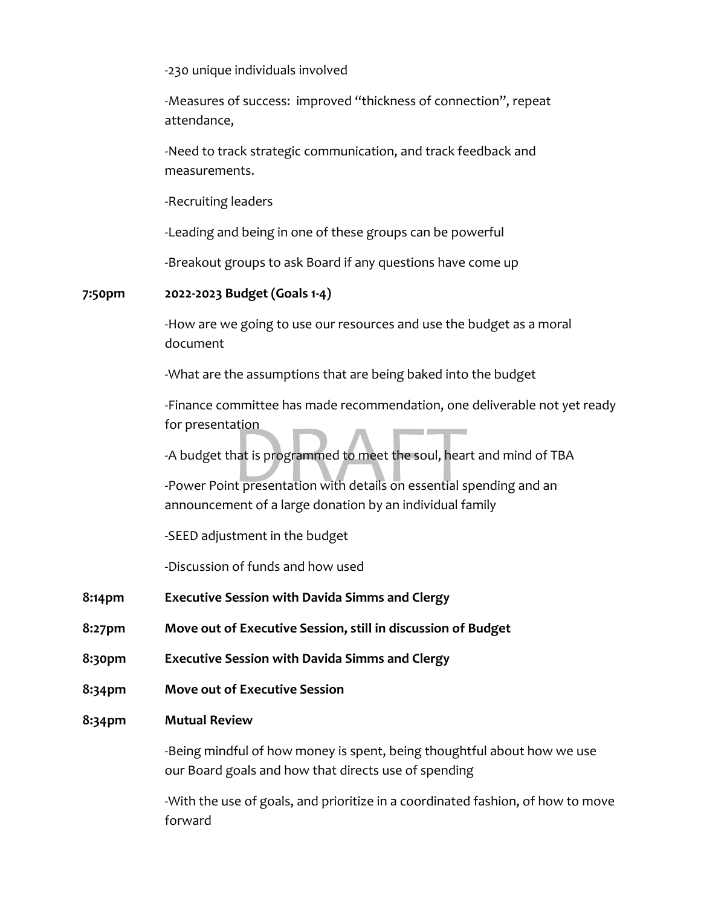-230 unique individuals involved

-Measures of success: improved "thickness of connection", repeat attendance,

-Need to track strategic communication, and track feedback and measurements.

-Recruiting leaders

-Leading and being in one of these groups can be powerful

-Breakout groups to ask Board if any questions have come up

**7:50pm** **2022-2023 Budget (Goals 1-4)**

-How are we going to use our resources and use the budget as a moral document

-What are the assumptions that are being baked into the budget

-Finance committee has made recommendation, one deliverable not yet ready for presentation

-A budget that is programmed to meet the soul, heart and mind of TBA

-Power Point presentation with details on essential spending and an announcement of a large donation by an individual family

-SEED adjustment in the budget

-Discussion of funds and how used

**8:14pm** **Executive Session with Davida Simms and Clergy**

**8:27pm** **Move out of Executive Session, still in discussion of Budget**

**8:30pm** **Executive Session with Davida Simms and Clergy**

**8:34pm** **Move out of Executive Session**

**8:34pm** **Mutual Review**

-Being mindful of how money is spent, being thoughtful about how we use our Board goals and how that directs use of spending

-With the use of goals, and prioritize in a coordinated fashion, of how to move forward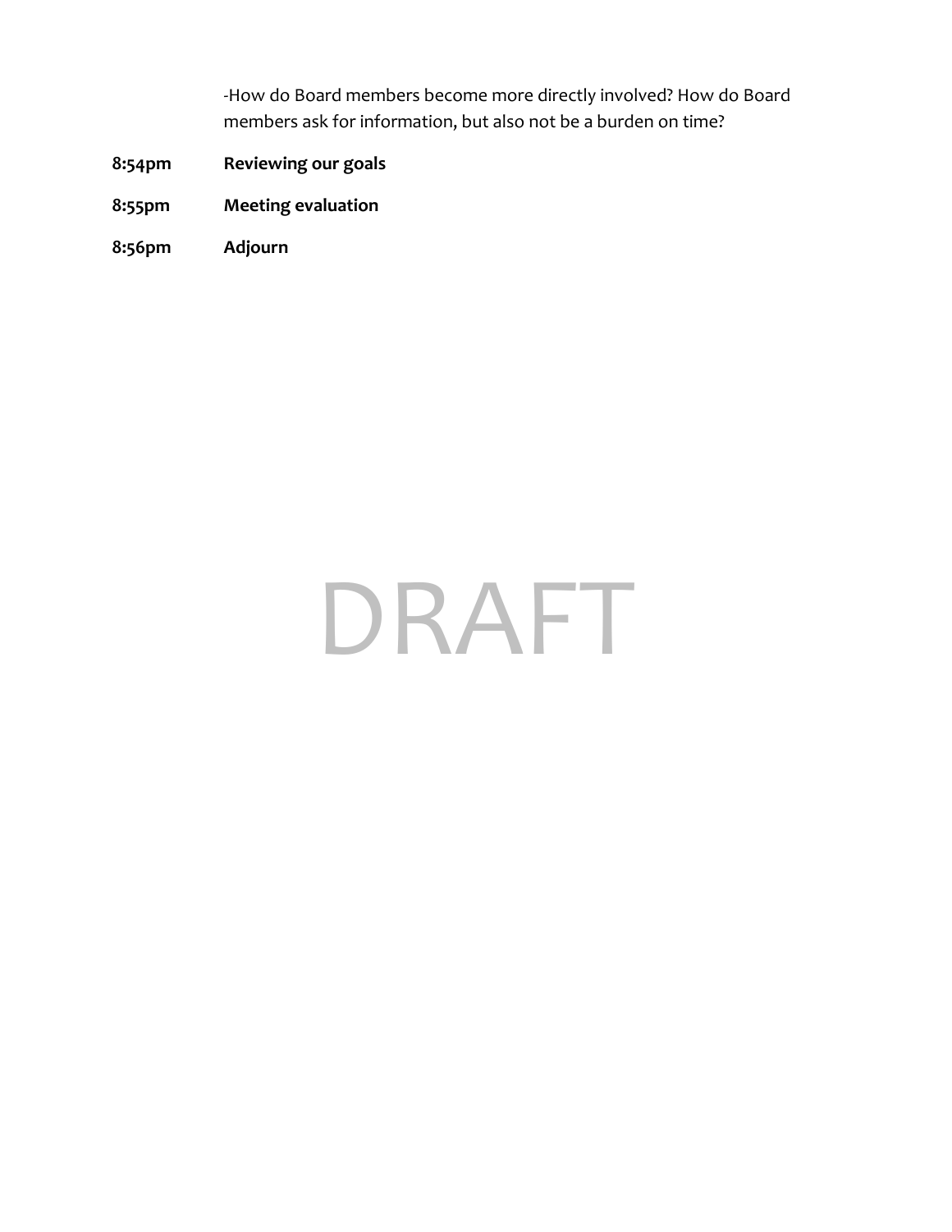-How do Board members become more directly involved? How do Board members ask for information, but also not be a burden on time?

**8:54pm** **Reviewing our goals**

**8:55pm** **Meeting evaluation**

**8:56pm** **Adjourn**

DRAFT